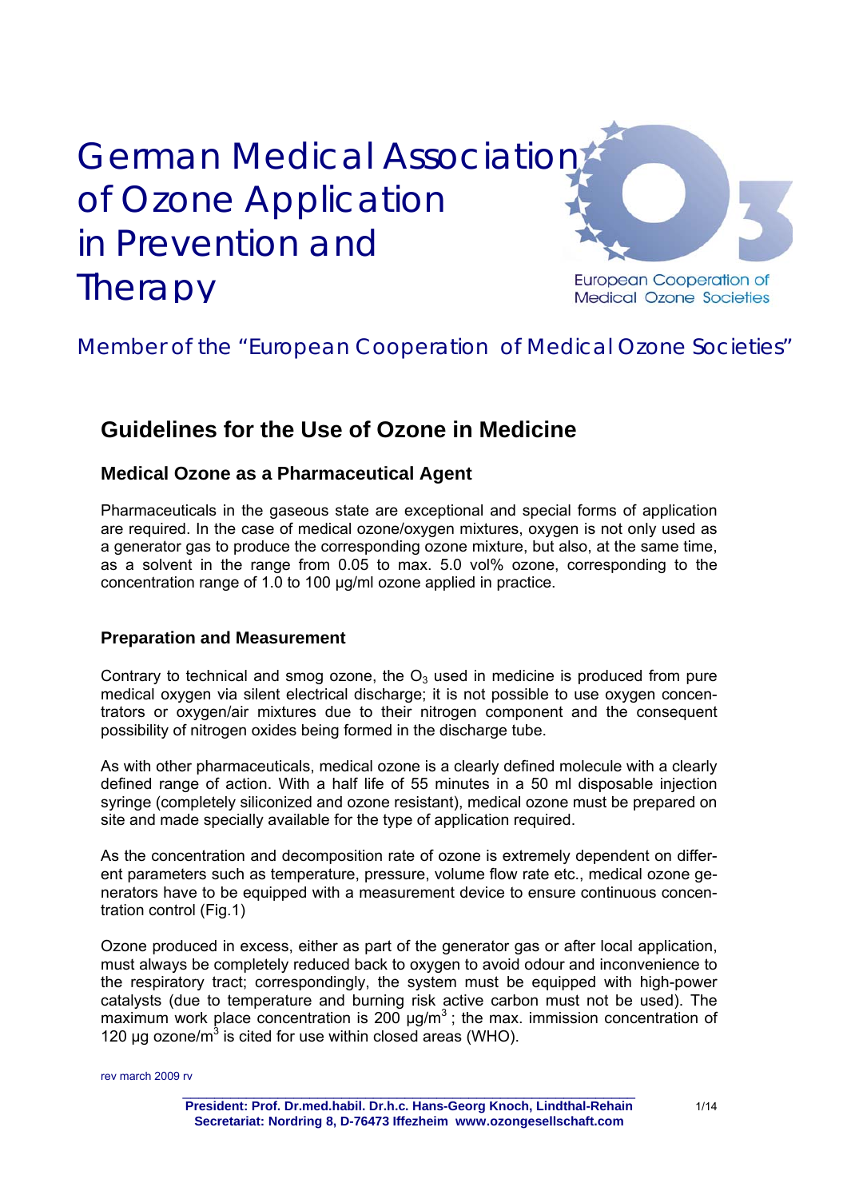# German Medical Association of Ozone Application in Prevention and Therapy

European Cooperation of Medical Ozone Societies

Member of the "European Cooperation of Medical Ozone Societies"

## Guidelines for the Use of Ozone in Medicine

### Medical Ozone as a Pharmaceutical Agent

Pharmaceuticals in the gaseous state are exceptional and special forms of application are required. In the case of medical ozone/oxygen mixtures, oxygen is not only used as a generator gas to produce the corresponding ozone mixture, but also, at the same time, as a solvent in the range from 0.05 to max. 5.0 vol% ozone, corresponding to the concentration range of 1.0 to 100 µg/ml ozone applied in practice.

### Preparation and Measurement

Contrary to technical and smog ozone, the $O_3$ used in medicine is produced from pure medical oxygen via silent electrical discharge; it is not possible to use oxygen concentrators or oxygen/air mixtures due to their nitrogen component and the consequent possibility of nitrogen oxides being formed in the discharge tube.

As with other pharmaceuticals, medical ozone is a clearly defined molecule with a clearly defined range of action. With a half life of 55 minutes in a 50 ml disposable injection syringe (completely siliconized and ozone resistant), medical ozone must be prepared on site and made specially available for the type of application required.

As the concentration and decomposition rate of ozone is extremely dependent on different parameters such as temperature, pressure, volume flow rate etc., medical ozone generators have to be equipped with a measurement device to ensure continuous concentration control (Fig.1)

Ozone produced in excess, either as part of the generator gas or after local application, must always be completely reduced back to oxygen to avoid odour and inconvenience to the respiratory tract; correspondingly, the system must be equipped with high-power catalysts (due to temperature and burning risk active carbon must not be used). The maximum work place concentration is 200 µg/$m^3$ ; the max. immission concentration of 120 µg ozone/$m^3$ is cited for use within closed areas (WHO).

rev march 2009 rv

President: Prof. Dr.med.habil. Dr.h.c. Hans-Georg Knoch, Lindthal-Rehain
Secretariat: Nordring 8, D-76473 Iffezheim www.ozongesellschaft.com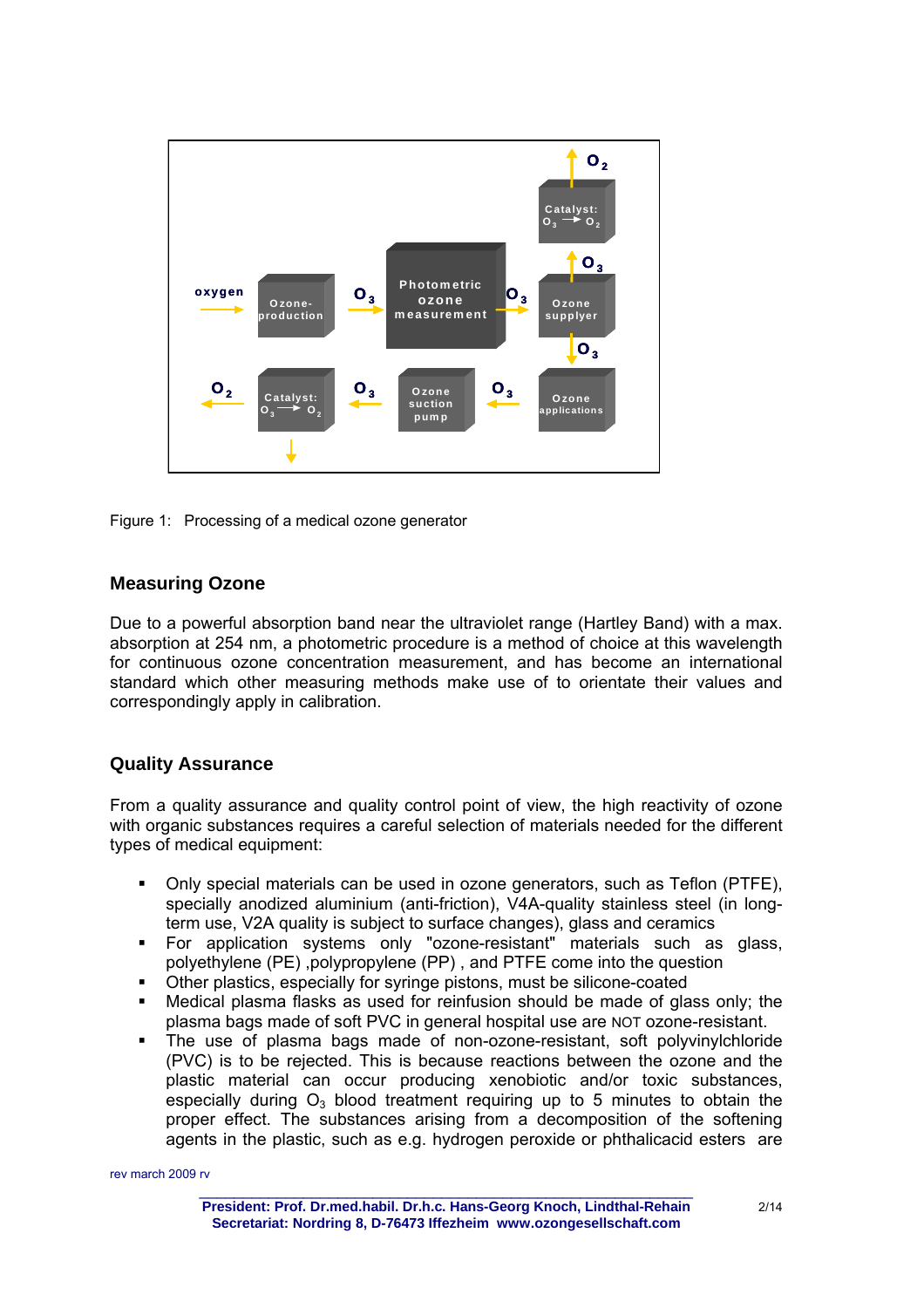Figure 1: Processing of a medical ozone generator

## Measuring Ozone

Due to a powerful absorption band near the ultraviolet range (Hartley Band) with a max. absorption at 254 nm, a photometric procedure is a method of choice at this wavelength for continuous ozone concentration measurement, and has become an international standard which other measuring methods make use of to orientate their values and correspondingly apply in calibration.

## Quality Assurance

From a quality assurance and quality control point of view, the high reactivity of ozone with organic substances requires a careful selection of materials needed for the different types of medical equipment:

- Only special materials can be used in ozone generators, such as Teflon (PTFE), specially anodized aluminium (anti-friction), V4A-quality stainless steel (in long-term use, V2A quality is subject to surface changes), glass and ceramics
- For application systems only "ozone-resistant" materials such as glass, polyethylene (PE) ,polypropylene (PP) , and PTFE come into the question
- Other plastics, especially for syringe pistons, must be silicone-coated
- Medical plasma flasks as used for reinfusion should be made of glass only; the plasma bags made of soft PVC in general hospital use are NOT ozone-resistant.
- The use of plasma bags made of non-ozone-resistant, soft polyvinylchloride (PVC) is to be rejected. This is because reactions between the ozone and the plastic material can occur producing xenobiotic and/or toxic substances, especially during $O_3$ blood treatment requiring up to 5 minutes to obtain the proper effect. The substances arising from a decomposition of the softening agents in the plastic, such as e.g. hydrogen peroxide or phthalicacid esters are

rev march 2009 rv

President: Prof. Dr.med.habil. Dr.h.c. Hans-Georg Knoch, Lindthal-Rehain
Secretariat: Nordring 8, D-76473 Iffezheim www.ozongesellschaft.com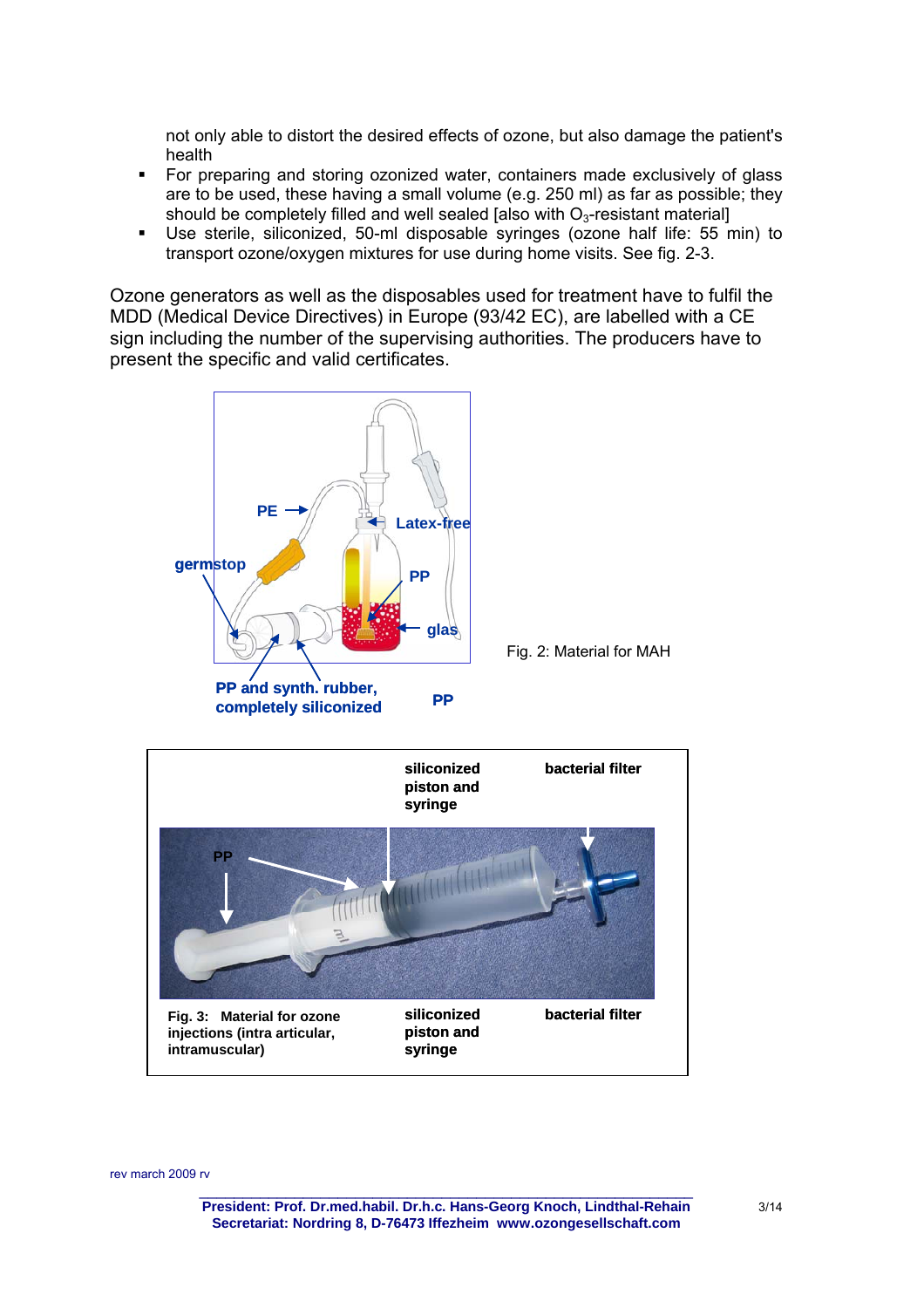not only able to distort the desired effects of ozone, but also damage the patient's health

- For preparing and storing ozonized water, containers made exclusively of glass are to be used, these having a small volume (e.g. 250 ml) as far as possible; they should be completely filled and well sealed [also with $O_3$-resistant material]
- Use sterile, siliconized, 50-ml disposable syringes (ozone half life: 55 min) to transport ozone/oxygen mixtures for use during home visits. See fig. 2-3.

Ozone generators as well as the disposables used for treatment have to fulfil the MDD (Medical Device Directives) in Europe (93/42 EC), are labelled with a CE sign including the number of the supervising authorities. The producers have to present the specific and valid certificates.

PE, Latex-free, germstop, PP, glas, PP and synth. rubber, completely siliconized, PP

Fig. 2: Material for MAH

siliconized piston and syringe, bacterial filter, PP

**Fig. 3: Material for ozone injections (intra articular, intramuscular)**

rev march 2009 rv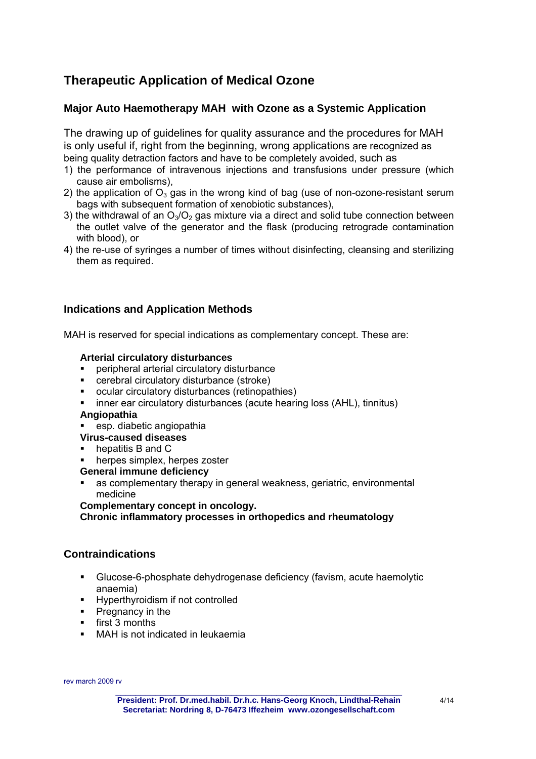# Therapeutic Application of Medical Ozone

## Major Auto Haemotherapy MAH with Ozone as a Systemic Application

The drawing up of guidelines for quality assurance and the procedures for MAH is only useful if, right from the beginning, wrong applications are recognized as being quality detraction factors and have to be completely avoided, such as

1) the performance of intravenous injections and transfusions under pressure (which cause air embolisms),
2) the application of $O_3$ gas in the wrong kind of bag (use of non-ozone-resistant serum bags with subsequent formation of xenobiotic substances),
3) the withdrawal of an $O_3/O_2$ gas mixture via a direct and solid tube connection between the outlet valve of the generator and the flask (producing retrograde contamination with blood), or
4) the re-use of syringes a number of times without disinfecting, cleansing and sterilizing them as required.

## Indications and Application Methods

MAH is reserved for special indications as complementary concept. These are:

**Arterial circulatory disturbances**

- peripheral arterial circulatory disturbance
- cerebral circulatory disturbance (stroke)
- ocular circulatory disturbances (retinopathies)
- inner ear circulatory disturbances (acute hearing loss (AHL), tinnitus)

**Angiopathia**

- esp. diabetic angiopathia

**Virus-caused diseases**

- hepatitis B and C
- herpes simplex, herpes zoster

**General immune deficiency**

- as complementary therapy in general weakness, geriatric, environmental medicine

**Complementary concept in oncology.**

**Chronic inflammatory processes in orthopedics and rheumatology**

## Contraindications

- Glucose-6-phosphate dehydrogenase deficiency (favism, acute haemolytic anaemia)
- Hyperthyroidism if not controlled
- Pregnancy in the
- first 3 months
- MAH is not indicated in leukaemia

rev march 2009 rv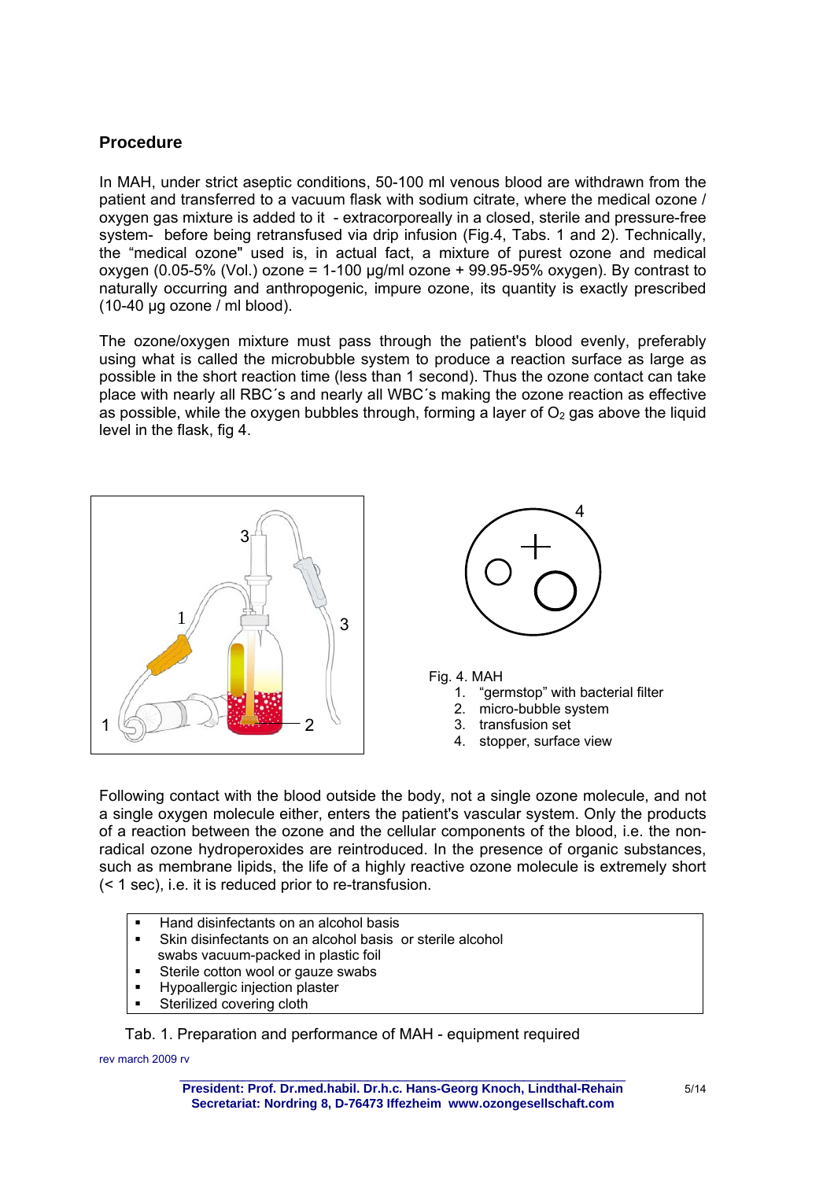## Procedure

In MAH, under strict aseptic conditions, 50-100 ml venous blood are withdrawn from the patient and transferred to a vacuum flask with sodium citrate, where the medical ozone / oxygen gas mixture is added to it - extracorporeally in a closed, sterile and pressure-free system- before being retransfused via drip infusion (Fig.4, Tabs. 1 and 2). Technically, the "medical ozone" used is, in actual fact, a mixture of purest ozone and medical oxygen (0.05-5% (Vol.) ozone = 1-100 µg/ml ozone + 99.95-95% oxygen). By contrast to naturally occurring and anthropogenic, impure ozone, its quantity is exactly prescribed (10-40 µg ozone / ml blood).

The ozone/oxygen mixture must pass through the patient's blood evenly, preferably using what is called the microbubble system to produce a reaction surface as large as possible in the short reaction time (less than 1 second). Thus the ozone contact can take place with nearly all RBC´s and nearly all WBC´s making the ozone reaction as effective as possible, while the oxygen bubbles through, forming a layer of $O_2$ gas above the liquid level in the flask, fig 4.

Fig. 4. MAH

1. "germstop" with bacterial filter
2. micro-bubble system
3. transfusion set
4. stopper, surface view

Following contact with the blood outside the body, not a single ozone molecule, and not a single oxygen molecule either, enters the patient's vascular system. Only the products of a reaction between the ozone and the cellular components of the blood, i.e. the non-radical ozone hydroperoxides are reintroduced. In the presence of organic substances, such as membrane lipids, the life of a highly reactive ozone molecule is extremely short (< 1 sec), i.e. it is reduced prior to re-transfusion.

- Hand disinfectants on an alcohol basis
- Skin disinfectants on an alcohol basis or sterile alcohol swabs vacuum-packed in plastic foil
- Sterile cotton wool or gauze swabs
- Hypoallergic injection plaster
- Sterilized covering cloth

Tab. 1. Preparation and performance of MAH - equipment required

rev march 2009 rv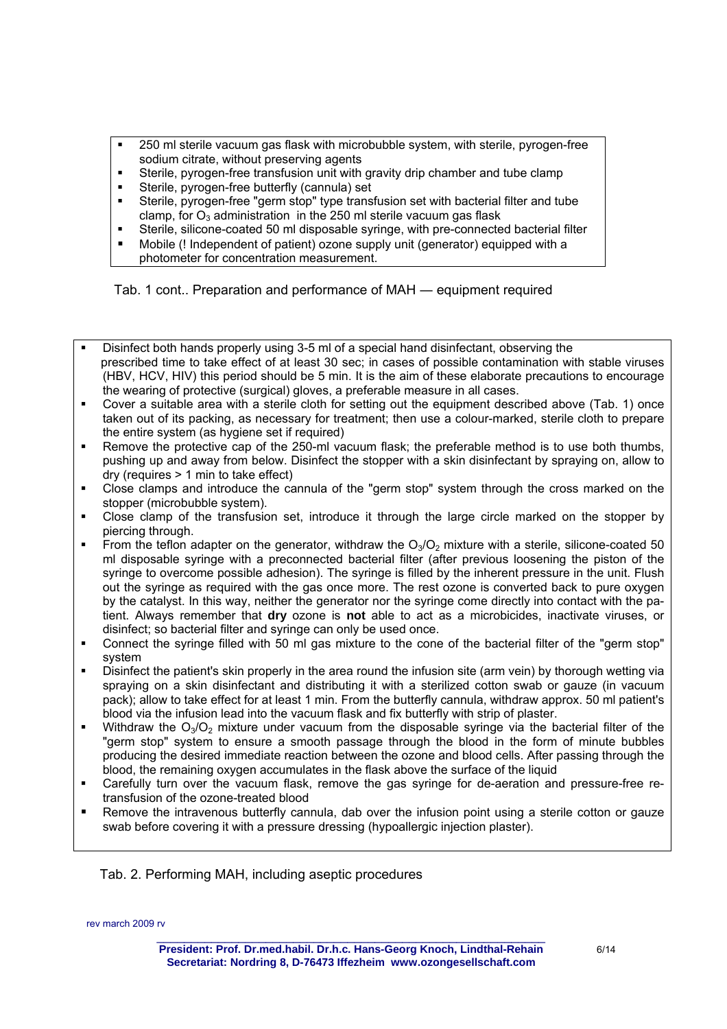- 250 ml sterile vacuum gas flask with microbubble system, with sterile, pyrogen-free sodium citrate, without preserving agents
- Sterile, pyrogen-free transfusion unit with gravity drip chamber and tube clamp
- Sterile, pyrogen-free butterfly (cannula) set
- Sterile, pyrogen-free "germ stop" type transfusion set with bacterial filter and tube clamp, for $O_3$ administration in the 250 ml sterile vacuum gas flask
- Sterile, silicone-coated 50 ml disposable syringe, with pre-connected bacterial filter
- Mobile (! Independent of patient) ozone supply unit (generator) equipped with a photometer for concentration measurement.

Tab. 1 cont.. Preparation and performance of MAH — equipment required

- Disinfect both hands properly using 3-5 ml of a special hand disinfectant, observing the prescribed time to take effect of at least 30 sec; in cases of possible contamination with stable viruses (HBV, HCV, HIV) this period should be 5 min. It is the aim of these elaborate precautions to encourage the wearing of protective (surgical) gloves, a preferable measure in all cases.
- Cover a suitable area with a sterile cloth for setting out the equipment described above (Tab. 1) once taken out of its packing, as necessary for treatment; then use a colour-marked, sterile cloth to prepare the entire system (as hygiene set if required)
- Remove the protective cap of the 250-ml vacuum flask; the preferable method is to use both thumbs, pushing up and away from below. Disinfect the stopper with a skin disinfectant by spraying on, allow to dry (requires > 1 min to take effect)
- Close clamps and introduce the cannula of the "germ stop" system through the cross marked on the stopper (microbubble system).
- Close clamp of the transfusion set, introduce it through the large circle marked on the stopper by piercing through.
- From the teflon adapter on the generator, withdraw the $O_3/O_2$ mixture with a sterile, silicone-coated 50 ml disposable syringe with a preconnected bacterial filter (after previous loosening the piston of the syringe to overcome possible adhesion). The syringe is filled by the inherent pressure in the unit. Flush out the syringe as required with the gas once more. The rest ozone is converted back to pure oxygen by the catalyst. In this way, neither the generator nor the syringe come directly into contact with the patient. Always remember that **dry** ozone is **not** able to act as a microbicides, inactivate viruses, or disinfect; so bacterial filter and syringe can only be used once.
- Connect the syringe filled with 50 ml gas mixture to the cone of the bacterial filter of the "germ stop" system
- Disinfect the patient's skin properly in the area round the infusion site (arm vein) by thorough wetting via spraying on a skin disinfectant and distributing it with a sterilized cotton swab or gauze (in vacuum pack); allow to take effect for at least 1 min. From the butterfly cannula, withdraw approx. 50 ml patient's blood via the infusion lead into the vacuum flask and fix butterfly with strip of plaster.
- Withdraw the $O_3/O_2$ mixture under vacuum from the disposable syringe via the bacterial filter of the "germ stop" system to ensure a smooth passage through the blood in the form of minute bubbles producing the desired immediate reaction between the ozone and blood cells. After passing through the blood, the remaining oxygen accumulates in the flask above the surface of the liquid
- Carefully turn over the vacuum flask, remove the gas syringe for de-aeration and pressure-free retransfusion of the ozone-treated blood
- Remove the intravenous butterfly cannula, dab over the infusion point using a sterile cotton or gauze swab before covering it with a pressure dressing (hypoallergic injection plaster).

Tab. 2. Performing MAH, including aseptic procedures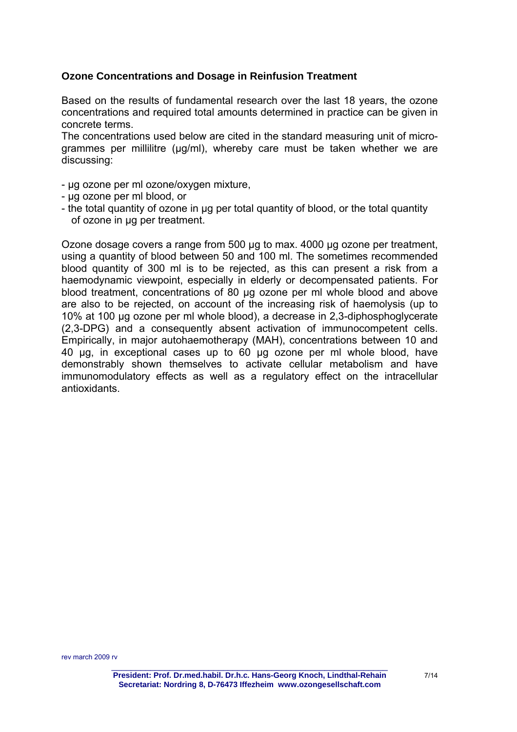### Ozone Concentrations and Dosage in Reinfusion Treatment

Based on the results of fundamental research over the last 18 years, the ozone concentrations and required total amounts determined in practice can be given in concrete terms.
The concentrations used below are cited in the standard measuring unit of microgrammes per millilitre (µg/ml), whereby care must be taken whether we are discussing:

- µg ozone per ml ozone/oxygen mixture,
- µg ozone per ml blood, or
- the total quantity of ozone in µg per total quantity of blood, or the total quantity of ozone in µg per treatment.

Ozone dosage covers a range from 500 µg to max. 4000 µg ozone per treatment, using a quantity of blood between 50 and 100 ml. The sometimes recommended blood quantity of 300 ml is to be rejected, as this can present a risk from a haemodynamic viewpoint, especially in elderly or decompensated patients. For blood treatment, concentrations of 80 µg ozone per ml whole blood and above are also to be rejected, on account of the increasing risk of haemolysis (up to 10% at 100 µg ozone per ml whole blood), a decrease in 2,3-diphosphoglycerate (2,3-DPG) and a consequently absent activation of immunocompetent cells. Empirically, in major autohaemotherapy (MAH), concentrations between 10 and 40 µg, in exceptional cases up to 60 µg ozone per ml whole blood, have demonstrably shown themselves to activate cellular metabolism and have immunomodulatory effects as well as a regulatory effect on the intracellular antioxidants.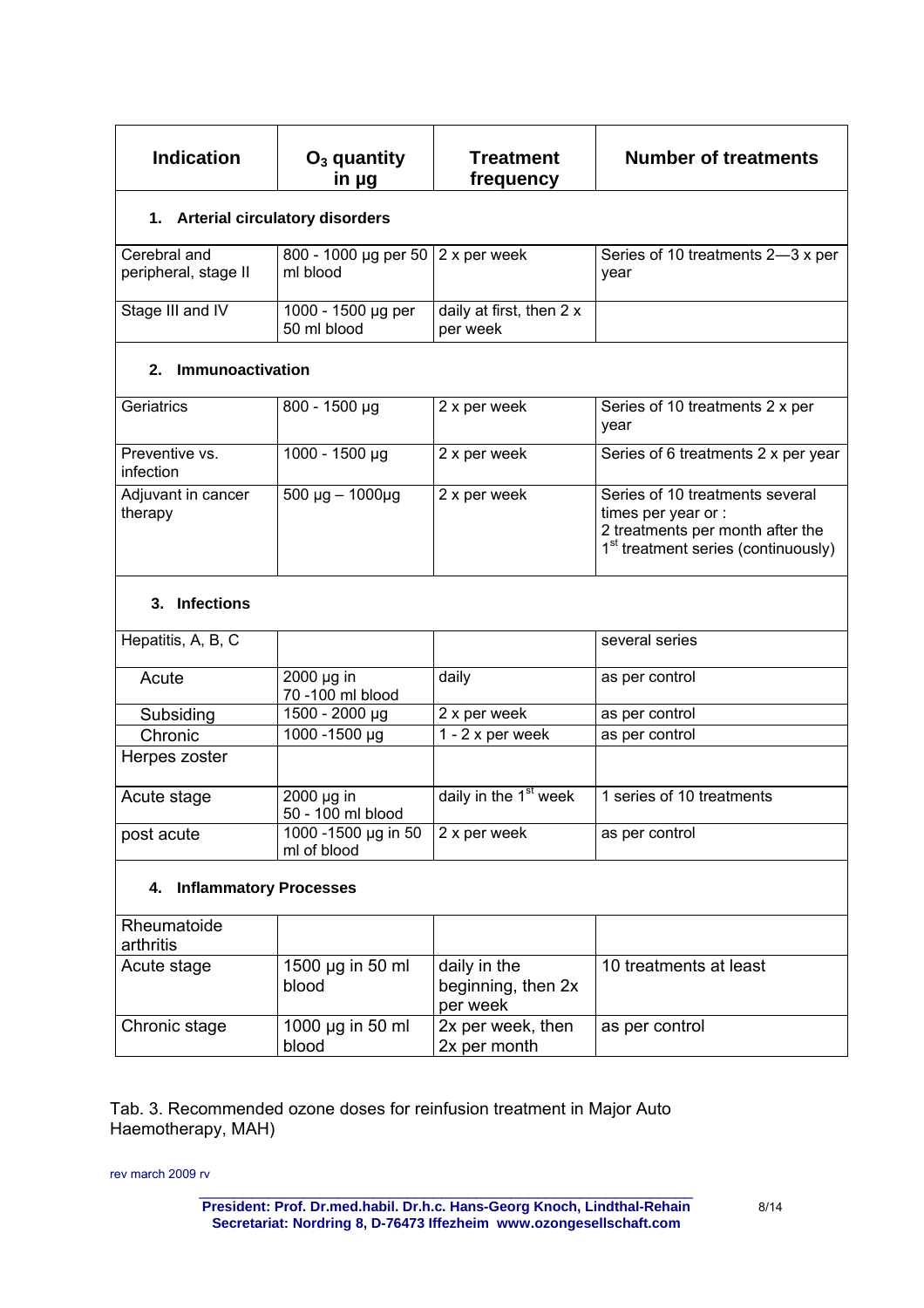| Indication | $O_3$ quantity in µg | Treatment frequency | Number of treatments |
|---|---|---|---|
| **1. Arterial circulatory disorders** | | | |
| Cerebral and peripheral, stage II | 800 - 1000 µg per 50 ml blood | 2 x per week | Series of 10 treatments 2—3 x per year |
| Stage III and IV | 1000 - 1500 µg per 50 ml blood | daily at first, then 2 x per week | |
| **2. Immunoactivation** | | | |
| Geriatrics | 800 - 1500 µg | 2 x per week | Series of 10 treatments 2 x per year |
| Preventive vs. infection | 1000 - 1500 µg | 2 x per week | Series of 6 treatments 2 x per year |
| Adjuvant in cancer therapy | 500 µg – 1000µg | 2 x per week | Series of 10 treatments several times per year or : 2 treatments per month after the 1st treatment series (continuously) |
| **3. Infections** | | | |
| Hepatitis, A, B, C | | | several series |
| Acute | 2000 µg in 70 -100 ml blood | daily | as per control |
| Subsiding | 1500 - 2000 µg | 2 x per week | as per control |
| Chronic | 1000 -1500 µg | 1 - 2 x per week | as per control |
| Herpes zoster | | | |
| Acute stage | 2000 µg in 50 - 100 ml blood | daily in the 1st week | 1 series of 10 treatments |
| post acute | 1000 -1500 µg in 50 ml of blood | 2 x per week | as per control |
| **4. Inflammatory Processes** | | | |
| Rheumatoide arthritis | | | |
| Acute stage | 1500 µg in 50 ml blood | daily in the beginning, then 2x per week | 10 treatments at least |
| Chronic stage | 1000 µg in 50 ml blood | 2x per week, then 2x per month | as per control |

Tab. 3. Recommended ozone doses for reinfusion treatment in Major Auto Haemotherapy, MAH)

rev march 2009 rv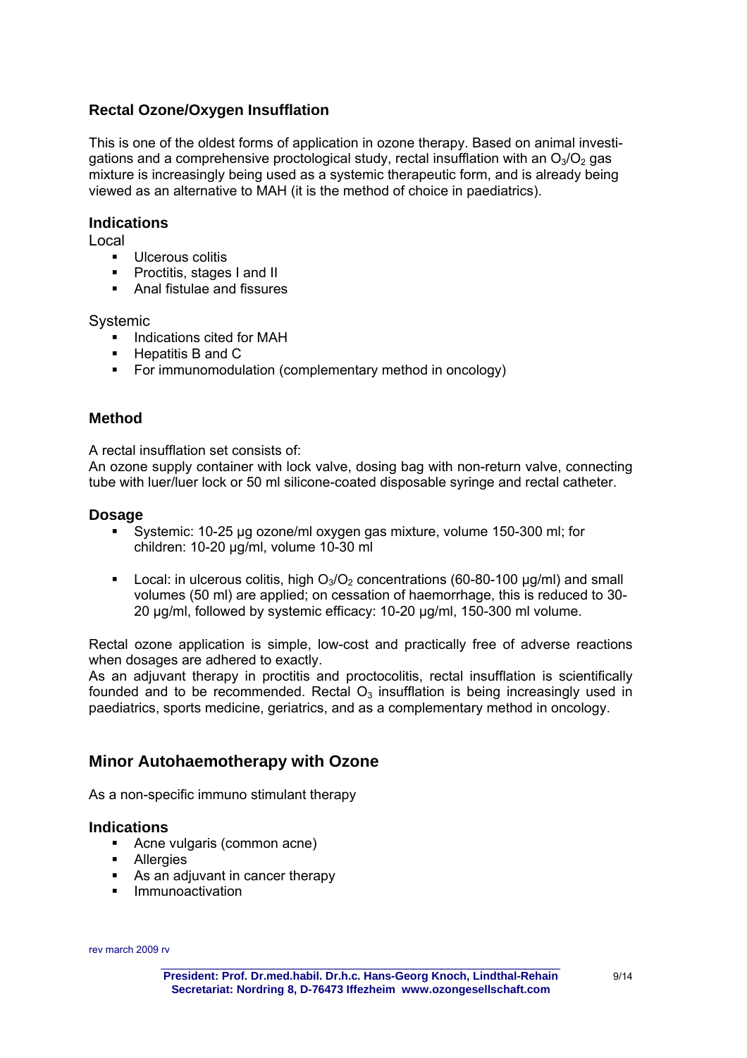## Rectal Ozone/Oxygen Insufflation

This is one of the oldest forms of application in ozone therapy. Based on animal investigations and a comprehensive proctological study, rectal insufflation with an $O_3/O_2$ gas mixture is increasingly being used as a systemic therapeutic form, and is already being viewed as an alternative to MAH (it is the method of choice in paediatrics).

### Indications

Local

- Ulcerous colitis
- Proctitis, stages I and II
- Anal fistulae and fissures

Systemic

- Indications cited for MAH
- Hepatitis B and C
- For immunomodulation (complementary method in oncology)

### Method

A rectal insufflation set consists of:
An ozone supply container with lock valve, dosing bag with non-return valve, connecting tube with luer/luer lock or 50 ml silicone-coated disposable syringe and rectal catheter.

### Dosage

- Systemic: 10-25 µg ozone/ml oxygen gas mixture, volume 150-300 ml; for children: 10-20 µg/ml, volume 10-30 ml
- Local: in ulcerous colitis, high $O_3/O_2$ concentrations (60-80-100 µg/ml) and small volumes (50 ml) are applied; on cessation of haemorrhage, this is reduced to 30-20 µg/ml, followed by systemic efficacy: 10-20 µg/ml, 150-300 ml volume.

Rectal ozone application is simple, low-cost and practically free of adverse reactions when dosages are adhered to exactly.
As an adjuvant therapy in proctitis and proctocolitis, rectal insufflation is scientifically founded and to be recommended. Rectal $O_3$ insufflation is being increasingly used in paediatrics, sports medicine, geriatrics, and as a complementary method in oncology.

## Minor Autohaemotherapy with Ozone

As a non-specific immuno stimulant therapy

### Indications

- Acne vulgaris (common acne)
- Allergies
- As an adjuvant in cancer therapy
- Immunoactivation

rev march 2009 rv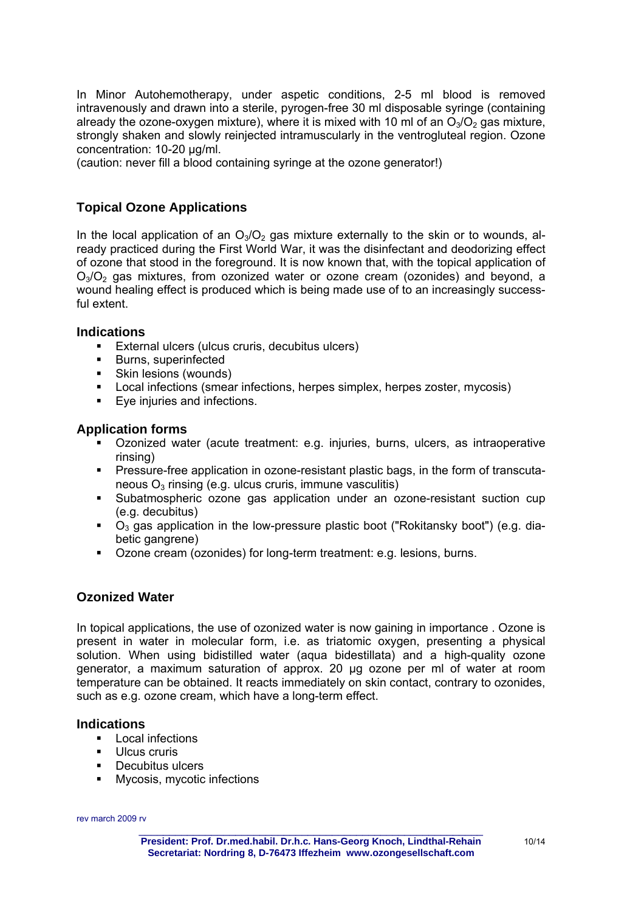In Minor Autohemotherapy, under aspetic conditions, 2-5 ml blood is removed intravenously and drawn into a sterile, pyrogen-free 30 ml disposable syringe (containing already the ozone-oxygen mixture), where it is mixed with 10 ml of an $O_3/O_2$ gas mixture, strongly shaken and slowly reinjected intramuscularly in the ventrogluteal region. Ozone concentration: 10-20 µg/ml.
(caution: never fill a blood containing syringe at the ozone generator!)

## Topical Ozone Applications

In the local application of an $O_3/O_2$ gas mixture externally to the skin or to wounds, already practiced during the First World War, it was the disinfectant and deodorizing effect of ozone that stood in the foreground. It is now known that, with the topical application of $O_3/O_2$ gas mixtures, from ozonized water or ozone cream (ozonides) and beyond, a wound healing effect is produced which is being made use of to an increasingly successful extent.

### Indications

- External ulcers (ulcus cruris, decubitus ulcers)
- Burns, superinfected
- Skin lesions (wounds)
- Local infections (smear infections, herpes simplex, herpes zoster, mycosis)
- Eye injuries and infections.

### Application forms

- Ozonized water (acute treatment: e.g. injuries, burns, ulcers, as intraoperative rinsing)
- Pressure-free application in ozone-resistant plastic bags, in the form of transcutaneous $O_3$ rinsing (e.g. ulcus cruris, immune vasculitis)
- Subatmospheric ozone gas application under an ozone-resistant suction cup (e.g. decubitus)
- $O_3$ gas application in the low-pressure plastic boot ("Rokitansky boot") (e.g. diabetic gangrene)
- Ozone cream (ozonides) for long-term treatment: e.g. lesions, burns.

## Ozonized Water

In topical applications, the use of ozonized water is now gaining in importance . Ozone is present in water in molecular form, i.e. as triatomic oxygen, presenting a physical solution. When using bidistilled water (aqua bidestillata) and a high-quality ozone generator, a maximum saturation of approx. 20 µg ozone per ml of water at room temperature can be obtained. It reacts immediately on skin contact, contrary to ozonides, such as e.g. ozone cream, which have a long-term effect.

### Indications

- Local infections
- Ulcus cruris
- Decubitus ulcers
- Mycosis, mycotic infections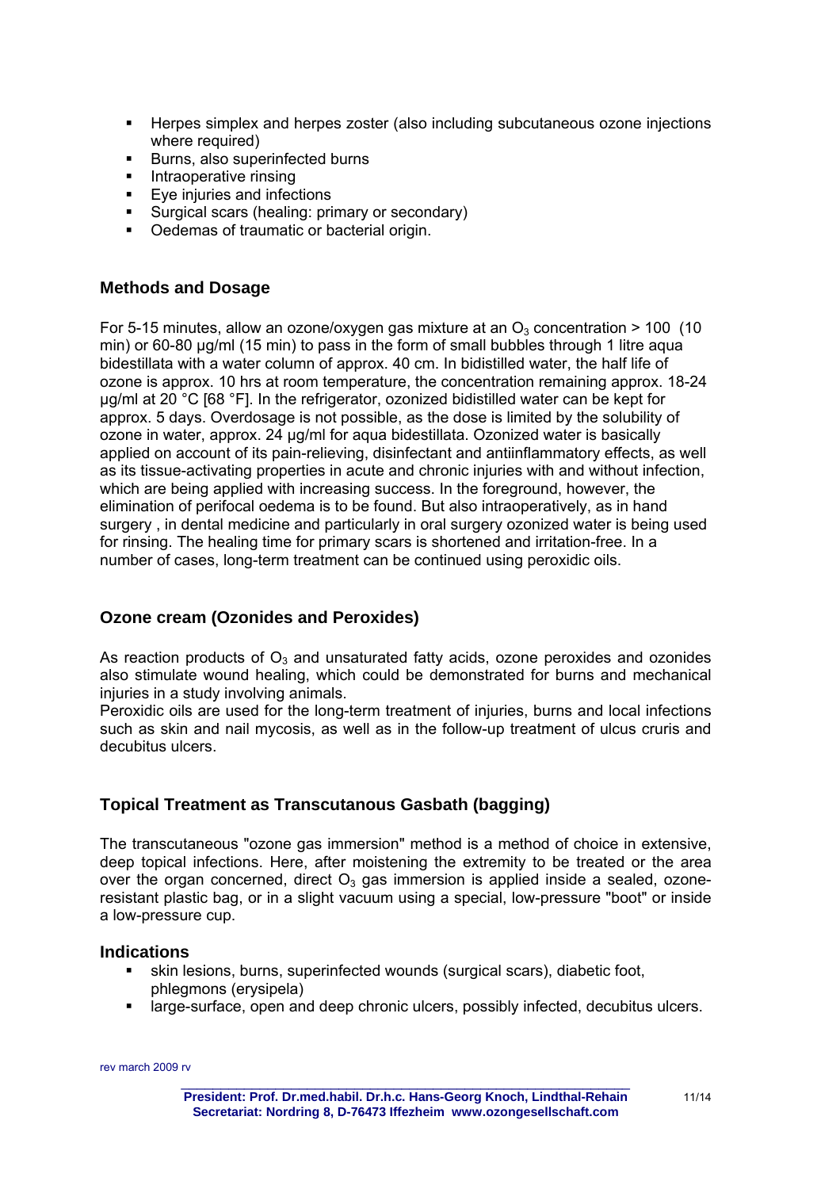- Herpes simplex and herpes zoster (also including subcutaneous ozone injections where required)
- Burns, also superinfected burns
- Intraoperative rinsing
- Eye injuries and infections
- Surgical scars (healing: primary or secondary)
- Oedemas of traumatic or bacterial origin.

## Methods and Dosage

For 5-15 minutes, allow an ozone/oxygen gas mixture at an $O_3$ concentration > 100 (10 min) or 60-80 µg/ml (15 min) to pass in the form of small bubbles through 1 litre aqua bidestillata with a water column of approx. 40 cm. In bidistilled water, the half life of ozone is approx. 10 hrs at room temperature, the concentration remaining approx. 18-24 µg/ml at 20 °C [68 °F]. In the refrigerator, ozonized bidistilled water can be kept for approx. 5 days. Overdosage is not possible, as the dose is limited by the solubility of ozone in water, approx. 24 µg/ml for aqua bidestillata. Ozonized water is basically applied on account of its pain-relieving, disinfectant and antiinflammatory effects, as well as its tissue-activating properties in acute and chronic injuries with and without infection, which are being applied with increasing success. In the foreground, however, the elimination of perifocal oedema is to be found. But also intraoperatively, as in hand surgery , in dental medicine and particularly in oral surgery ozonized water is being used for rinsing. The healing time for primary scars is shortened and irritation-free. In a number of cases, long-term treatment can be continued using peroxidic oils.

## Ozone cream (Ozonides and Peroxides)

As reaction products of $O_3$ and unsaturated fatty acids, ozone peroxides and ozonides also stimulate wound healing, which could be demonstrated for burns and mechanical injuries in a study involving animals.
Peroxidic oils are used for the long-term treatment of injuries, burns and local infections such as skin and nail mycosis, as well as in the follow-up treatment of ulcus cruris and decubitus ulcers.

## Topical Treatment as Transcutanous Gasbath (bagging)

The transcutaneous "ozone gas immersion" method is a method of choice in extensive, deep topical infections. Here, after moistening the extremity to be treated or the area over the organ concerned, direct $O_3$ gas immersion is applied inside a sealed, ozone-resistant plastic bag, or in a slight vacuum using a special, low-pressure "boot" or inside a low-pressure cup.

### Indications

- skin lesions, burns, superinfected wounds (surgical scars), diabetic foot, phlegmons (erysipela)
- large-surface, open and deep chronic ulcers, possibly infected, decubitus ulcers.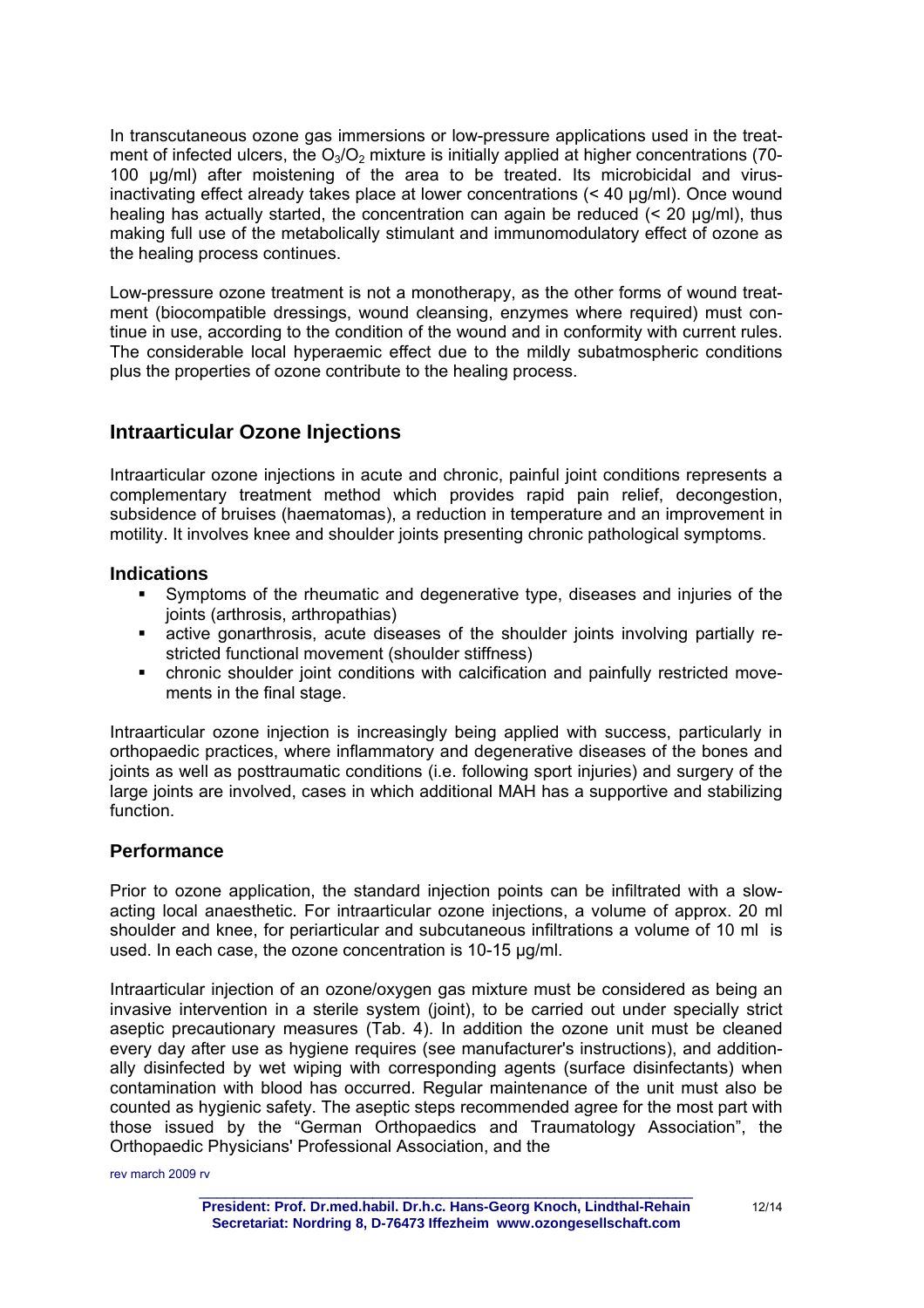In transcutaneous ozone gas immersions or low-pressure applications used in the treatment of infected ulcers, the $O_3/O_2$ mixture is initially applied at higher concentrations (70-100 µg/ml) after moistening of the area to be treated. Its microbicidal and virus-inactivating effect already takes place at lower concentrations (< 40 µg/ml). Once wound healing has actually started, the concentration can again be reduced (< 20 µg/ml), thus making full use of the metabolically stimulant and immunomodulatory effect of ozone as the healing process continues.

Low-pressure ozone treatment is not a monotherapy, as the other forms of wound treatment (biocompatible dressings, wound cleansing, enzymes where required) must continue in use, according to the condition of the wound and in conformity with current rules. The considerable local hyperaemic effect due to the mildly subatmospheric conditions plus the properties of ozone contribute to the healing process.

## Intraarticular Ozone Injections

Intraarticular ozone injections in acute and chronic, painful joint conditions represents a complementary treatment method which provides rapid pain relief, decongestion, subsidence of bruises (haematomas), a reduction in temperature and an improvement in motility. It involves knee and shoulder joints presenting chronic pathological symptoms.

### Indications

- Symptoms of the rheumatic and degenerative type, diseases and injuries of the joints (arthrosis, arthropathias)
- active gonarthrosis, acute diseases of the shoulder joints involving partially restricted functional movement (shoulder stiffness)
- chronic shoulder joint conditions with calcification and painfully restricted movements in the final stage.

Intraarticular ozone injection is increasingly being applied with success, particularly in orthopaedic practices, where inflammatory and degenerative diseases of the bones and joints as well as posttraumatic conditions (i.e. following sport injuries) and surgery of the large joints are involved, cases in which additional MAH has a supportive and stabilizing function.

### Performance

Prior to ozone application, the standard injection points can be infiltrated with a slow-acting local anaesthetic. For intraarticular ozone injections, a volume of approx. 20 ml shoulder and knee, for periarticular and subcutaneous infiltrations a volume of 10 ml is used. In each case, the ozone concentration is 10-15 µg/ml.

Intraarticular injection of an ozone/oxygen gas mixture must be considered as being an invasive intervention in a sterile system (joint), to be carried out under specially strict aseptic precautionary measures (Tab. 4). In addition the ozone unit must be cleaned every day after use as hygiene requires (see manufacturer's instructions), and additionally disinfected by wet wiping with corresponding agents (surface disinfectants) when contamination with blood has occurred. Regular maintenance of the unit must also be counted as hygienic safety. The aseptic steps recommended agree for the most part with those issued by the "German Orthopaedics and Traumatology Association", the Orthopaedic Physicians' Professional Association, and the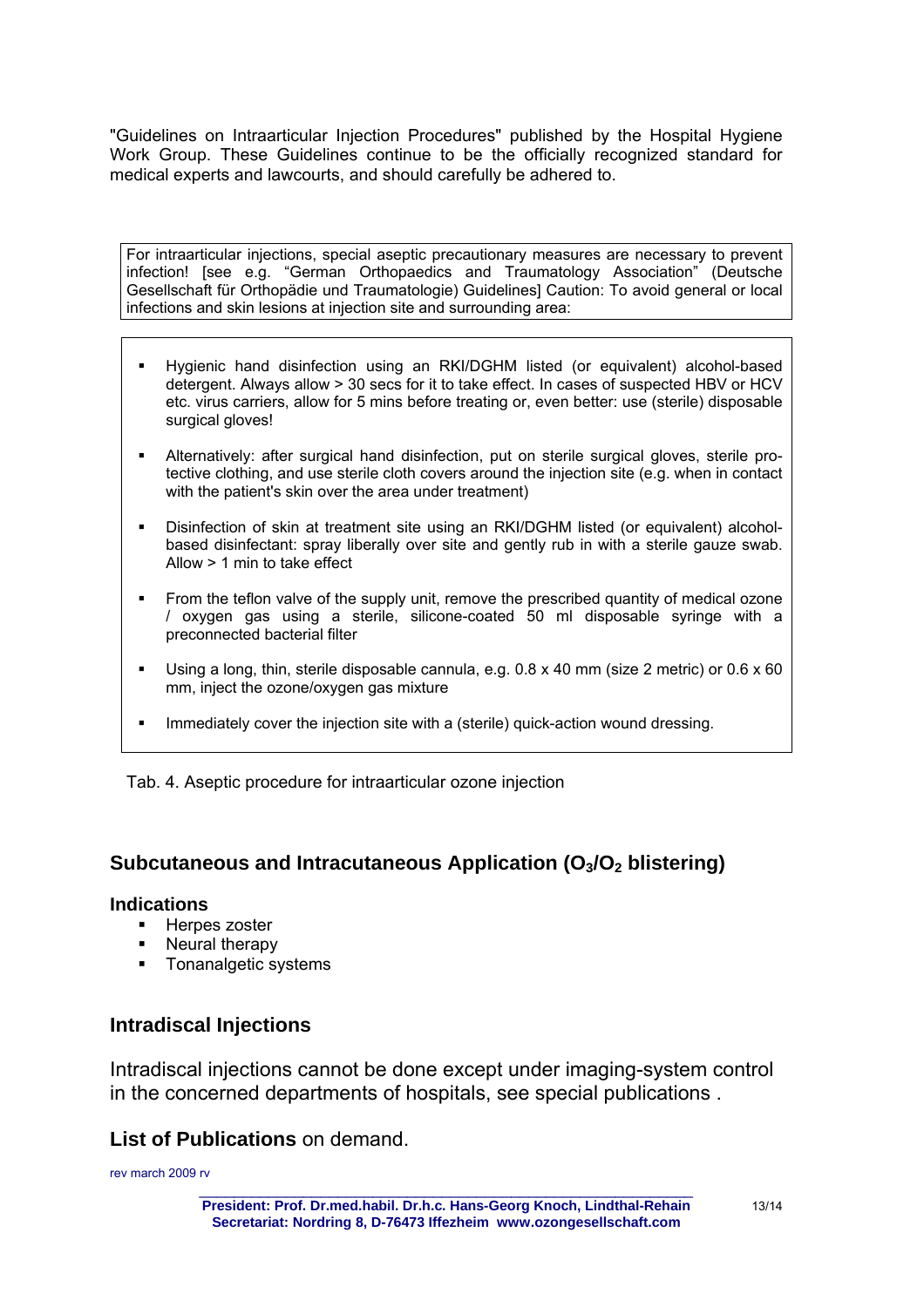"Guidelines on Intraarticular Injection Procedures" published by the Hospital Hygiene Work Group. These Guidelines continue to be the officially recognized standard for medical experts and lawcourts, and should carefully be adhered to.

For intraarticular injections, special aseptic precautionary measures are necessary to prevent infection! [see e.g. "German Orthopaedics and Traumatology Association" (Deutsche Gesellschaft für Orthopädie und Traumatologie) Guidelines] Caution: To avoid general or local infections and skin lesions at injection site and surrounding area:

- Hygienic hand disinfection using an RKI/DGHM listed (or equivalent) alcohol-based detergent. Always allow > 30 secs for it to take effect. In cases of suspected HBV or HCV etc. virus carriers, allow for 5 mins before treating or, even better: use (sterile) disposable surgical gloves!
- Alternatively: after surgical hand disinfection, put on sterile surgical gloves, sterile protective clothing, and use sterile cloth covers around the injection site (e.g. when in contact with the patient's skin over the area under treatment)
- Disinfection of skin at treatment site using an RKI/DGHM listed (or equivalent) alcohol-based disinfectant: spray liberally over site and gently rub in with a sterile gauze swab. Allow > 1 min to take effect
- From the teflon valve of the supply unit, remove the prescribed quantity of medical ozone / oxygen gas using a sterile, silicone-coated 50 ml disposable syringe with a preconnected bacterial filter
- Using a long, thin, sterile disposable cannula, e.g. 0.8 x 40 mm (size 2 metric) or 0.6 x 60 mm, inject the ozone/oxygen gas mixture
- Immediately cover the injection site with a (sterile) quick-action wound dressing.

Tab. 4. Aseptic procedure for intraarticular ozone injection

## Subcutaneous and Intracutaneous Application ($O_3/O_2$ blistering)

### Indications

- Herpes zoster
- Neural therapy
- Tonanalgetic systems

## Intradiscal Injections

Intradiscal injections cannot be done except under imaging-system control in the concerned departments of hospitals, see special publications .

**List of Publications** on demand.

rev march 2009 rv

**President: Prof. Dr.med.habil. Dr.h.c. Hans-Georg Knoch, Lindthal-Rehain**
**Secretariat: Nordring 8, D-76473 Iffezheim www.ozongesellschaft.com**